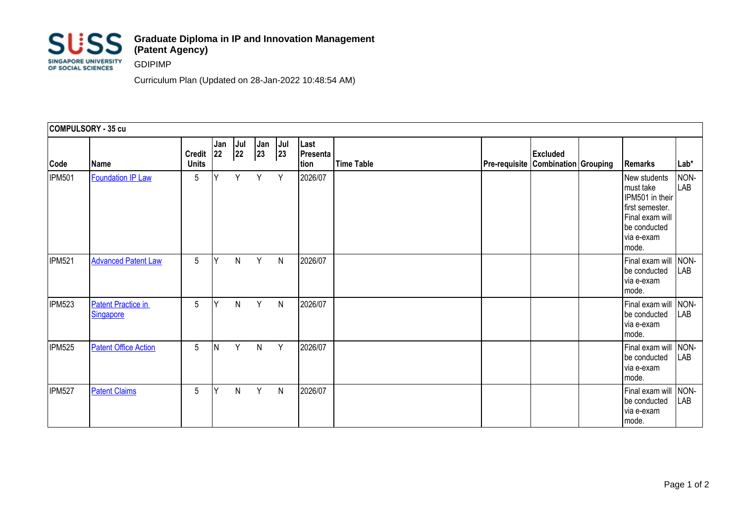# Graduate Diploma in IP and Innovation Management (Patent Agency)

GDIPIMP

Curriculum Plan (Updated on 28-Jan-2022 10:48:54 AM)

| COMPULSORY - 35 cu | | | | | | | | | | | | | |
|---|---|---|---|---|---|---|---|---|---|---|---|---|---|
| **Code** | **Name** | **Credit Units** | **Jan 22** | **Jul 22** | **Jan 23** | **Jul 23** | **Last Presentation** | **Time Table** | **Pre-requisite** | **Excluded Combination** | **Grouping** | **Remarks** | **Lab*** |
| IPM501 | Foundation IP Law | 5 | Y | Y | Y | Y | 2026/07 | | | | | New students must take IPM501 in their first semester. Final exam will be conducted via e-exam mode. | NON-LAB |
| IPM521 | Advanced Patent Law | 5 | Y | N | Y | N | 2026/07 | | | | | Final exam will be conducted via e-exam mode. | NON-LAB |
| IPM523 | Patent Practice in Singapore | 5 | Y | N | Y | N | 2026/07 | | | | | Final exam will be conducted via e-exam mode. | NON-LAB |
| IPM525 | Patent Office Action | 5 | N | Y | N | Y | 2026/07 | | | | | Final exam will be conducted via e-exam mode. | NON-LAB |
| IPM527 | Patent Claims | 5 | Y | N | Y | N | 2026/07 | | | | | Final exam will be conducted via e-exam mode. | NON-LAB |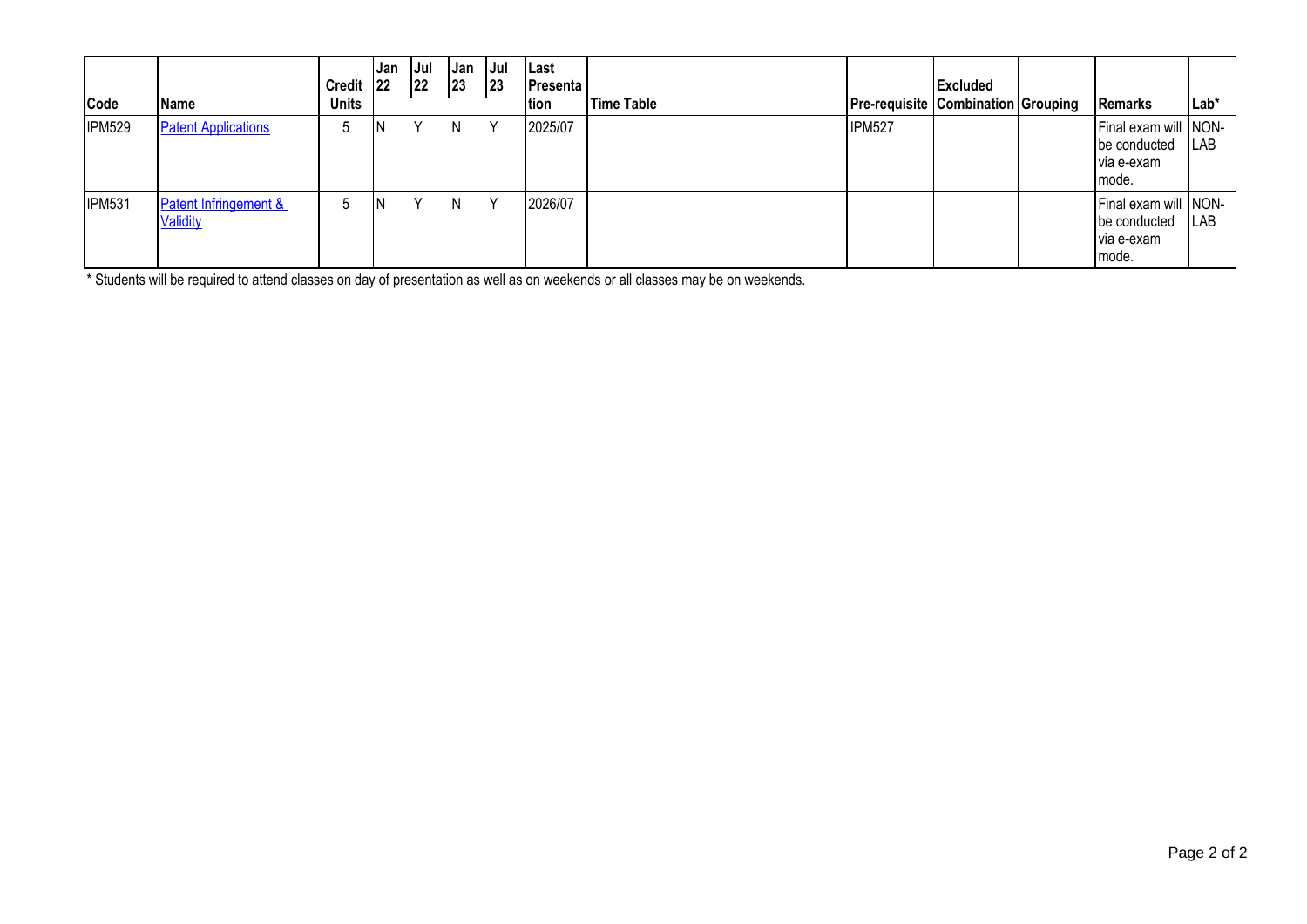| Code | Name | Credit Units | Jan 22 | Jul 22 | Jan 23 | Jul 23 | Last Presentation | Time Table | Pre-requisite | Excluded Combination | Grouping | Remarks | Lab* |
|---|---|---|---|---|---|---|---|---|---|---|---|---|---|
| IPM529 | Patent Applications | 5 | N | Y | N | Y | 2025/07 | | IPM527 | | | Final exam will be conducted via e-exam mode. | NON-LAB |
| IPM531 | Patent Infringement & Validity | 5 | N | Y | N | Y | 2026/07 | | | | | Final exam will be conducted via e-exam mode. | NON-LAB |

* Students will be required to attend classes on day of presentation as well as on weekends or all classes may be on weekends.